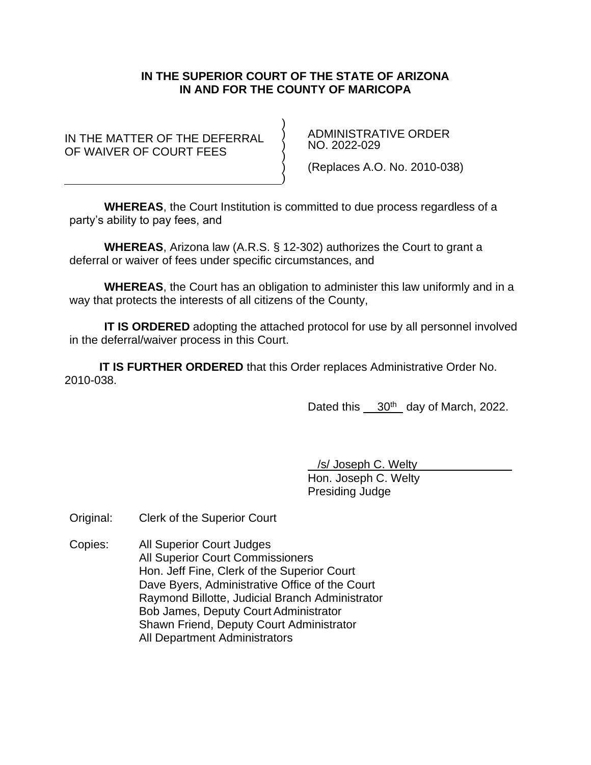**IN THE SUPERIOR COURT OF THE STATE OF ARIZONA**
**IN AND FOR THE COUNTY OF MARICOPA**

| IN THE MATTER OF THE DEFERRAL OF WAIVER OF COURT FEES | ADMINISTRATIVE ORDER NO. 2022-029<br><br>(Replaces A.O. No. 2010-038) |
|---|---|

**WHEREAS**, the Court Institution is committed to due process regardless of a party's ability to pay fees, and

**WHEREAS**, Arizona law (A.R.S. § 12-302) authorizes the Court to grant a deferral or waiver of fees under specific circumstances, and

**WHEREAS**, the Court has an obligation to administer this law uniformly and in a way that protects the interests of all citizens of the County,

**IT IS ORDERED** adopting the attached protocol for use by all personnel involved in the deferral/waiver process in this Court.

**IT IS FURTHER ORDERED** that this Order replaces Administrative Order No. 2010-038.

Dated this 30th day of March, 2022.

/s/ Joseph C. Welty
Hon. Joseph C. Welty
Presiding Judge

Original: Clerk of the Superior Court

Copies:
All Superior Court Judges
All Superior Court Commissioners
Hon. Jeff Fine, Clerk of the Superior Court
Dave Byers, Administrative Office of the Court
Raymond Billotte, Judicial Branch Administrator
Bob James, Deputy Court Administrator
Shawn Friend, Deputy Court Administrator
All Department Administrators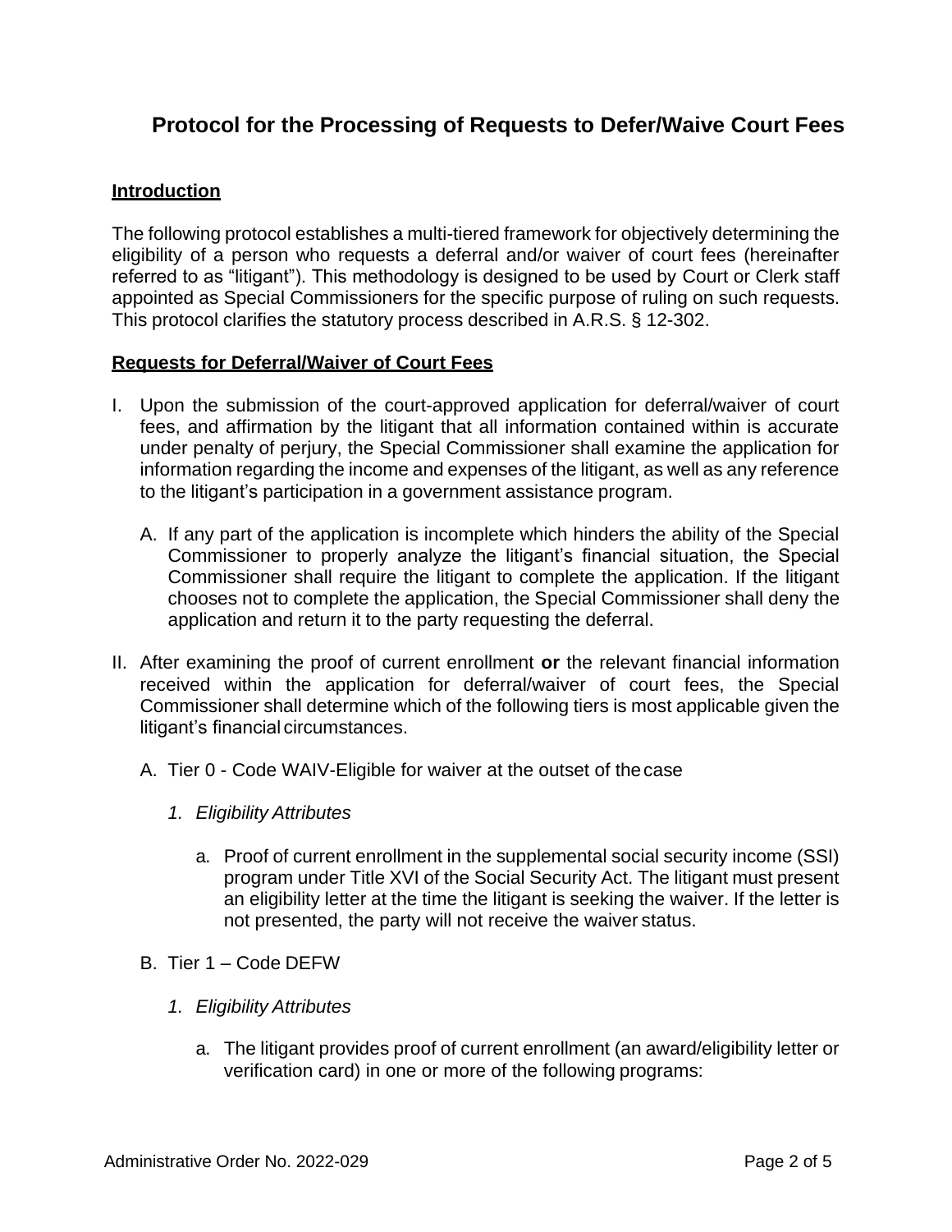# Protocol for the Processing of Requests to Defer/Waive Court Fees

## Introduction

The following protocol establishes a multi-tiered framework for objectively determining the eligibility of a person who requests a deferral and/or waiver of court fees (hereinafter referred to as "litigant"). This methodology is designed to be used by Court or Clerk staff appointed as Special Commissioners for the specific purpose of ruling on such requests. This protocol clarifies the statutory process described in A.R.S. § 12-302.

## Requests for Deferral/Waiver of Court Fees

I. Upon the submission of the court-approved application for deferral/waiver of court fees, and affirmation by the litigant that all information contained within is accurate under penalty of perjury, the Special Commissioner shall examine the application for information regarding the income and expenses of the litigant, as well as any reference to the litigant's participation in a government assistance program.

   A. If any part of the application is incomplete which hinders the ability of the Special Commissioner to properly analyze the litigant's financial situation, the Special Commissioner shall require the litigant to complete the application. If the litigant chooses not to complete the application, the Special Commissioner shall deny the application and return it to the party requesting the deferral.

II. After examining the proof of current enrollment **or** the relevant financial information received within the application for deferral/waiver of court fees, the Special Commissioner shall determine which of the following tiers is most applicable given the litigant's financial circumstances.

   A. Tier 0 - Code WAIV-Eligible for waiver at the outset of the case

      1. *Eligibility Attributes*

         a. Proof of current enrollment in the supplemental social security income (SSI) program under Title XVI of the Social Security Act. The litigant must present an eligibility letter at the time the litigant is seeking the waiver. If the letter is not presented, the party will not receive the waiver status.

   B. Tier 1 – Code DEFW

      1. *Eligibility Attributes*

         a. The litigant provides proof of current enrollment (an award/eligibility letter or verification card) in one or more of the following programs: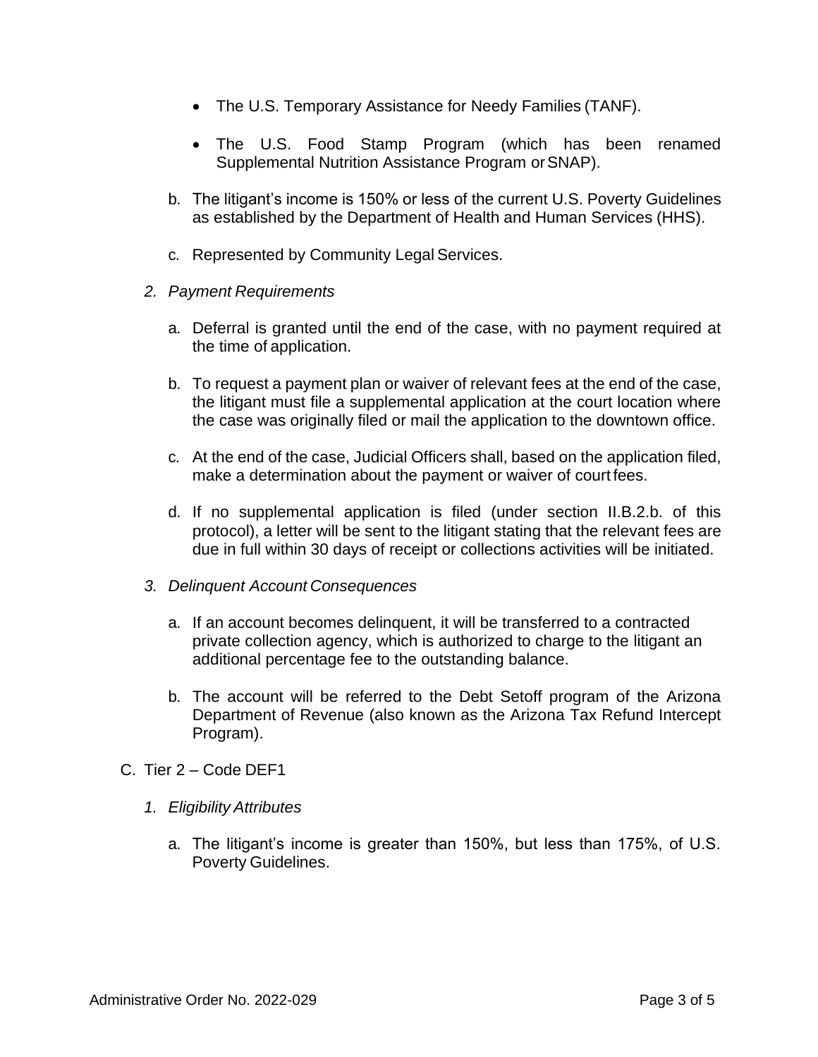- The U.S. Temporary Assistance for Needy Families (TANF).
- The U.S. Food Stamp Program (which has been renamed Supplemental Nutrition Assistance Program or SNAP).

b. The litigant's income is 150% or less of the current U.S. Poverty Guidelines as established by the Department of Health and Human Services (HHS).

c. Represented by Community Legal Services.

*2. Payment Requirements*

a. Deferral is granted until the end of the case, with no payment required at the time of application.

b. To request a payment plan or waiver of relevant fees at the end of the case, the litigant must file a supplemental application at the court location where the case was originally filed or mail the application to the downtown office.

c. At the end of the case, Judicial Officers shall, based on the application filed, make a determination about the payment or waiver of court fees.

d. If no supplemental application is filed (under section II.B.2.b. of this protocol), a letter will be sent to the litigant stating that the relevant fees are due in full within 30 days of receipt or collections activities will be initiated.

*3. Delinquent Account Consequences*

a. If an account becomes delinquent, it will be transferred to a contracted private collection agency, which is authorized to charge to the litigant an additional percentage fee to the outstanding balance.

b. The account will be referred to the Debt Setoff program of the Arizona Department of Revenue (also known as the Arizona Tax Refund Intercept Program).

C. Tier 2 – Code DEF1

*1. Eligibility Attributes*

a. The litigant's income is greater than 150%, but less than 175%, of U.S. Poverty Guidelines.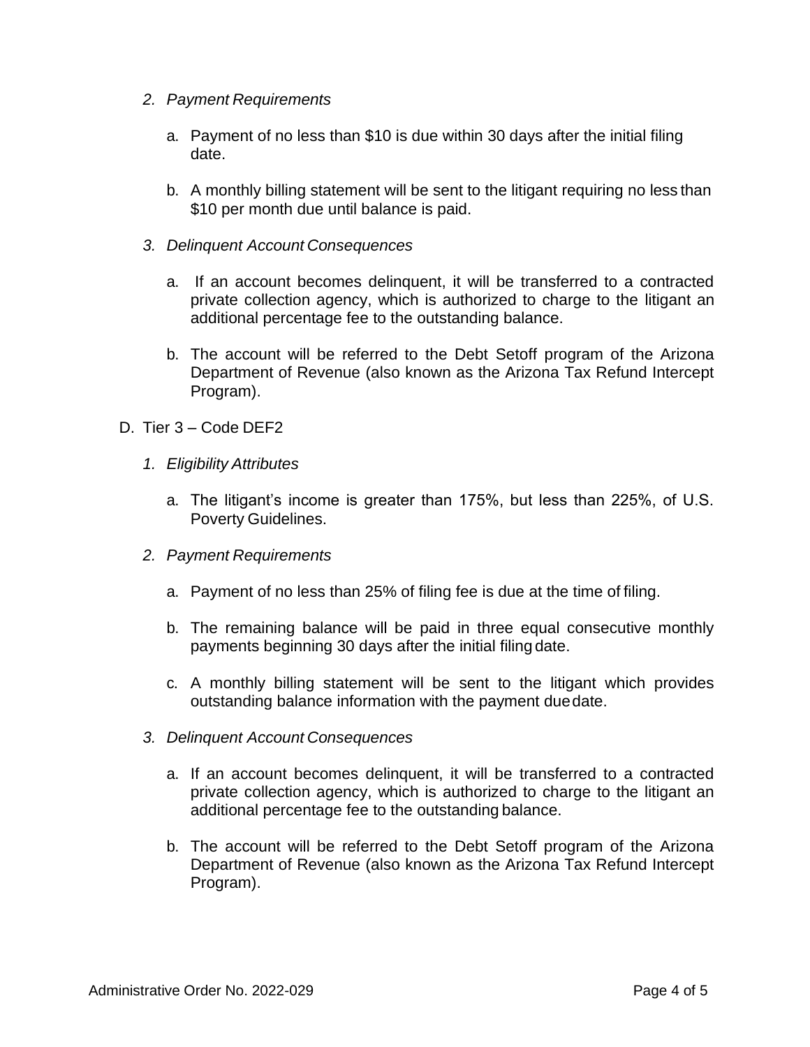2. *Payment Requirements*

    a. Payment of no less than $10 is due within 30 days after the initial filing date.

    b. A monthly billing statement will be sent to the litigant requiring no less than $10 per month due until balance is paid.

3. *Delinquent Account Consequences*

    a. If an account becomes delinquent, it will be transferred to a contracted private collection agency, which is authorized to charge to the litigant an additional percentage fee to the outstanding balance.

    b. The account will be referred to the Debt Setoff program of the Arizona Department of Revenue (also known as the Arizona Tax Refund Intercept Program).

D. Tier 3 – Code DEF2

1. *Eligibility Attributes*

    a. The litigant's income is greater than 175%, but less than 225%, of U.S. Poverty Guidelines.

2. *Payment Requirements*

    a. Payment of no less than 25% of filing fee is due at the time of filing.

    b. The remaining balance will be paid in three equal consecutive monthly payments beginning 30 days after the initial filing date.

    c. A monthly billing statement will be sent to the litigant which provides outstanding balance information with the payment due date.

3. *Delinquent Account Consequences*

    a. If an account becomes delinquent, it will be transferred to a contracted private collection agency, which is authorized to charge to the litigant an additional percentage fee to the outstanding balance.

    b. The account will be referred to the Debt Setoff program of the Arizona Department of Revenue (also known as the Arizona Tax Refund Intercept Program).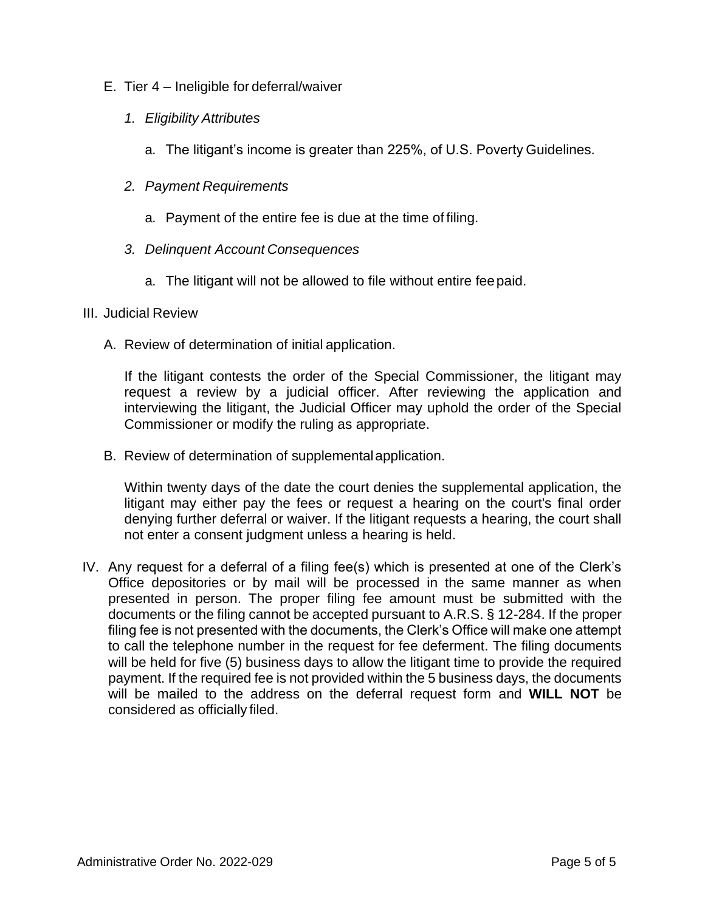E. Tier 4 – Ineligible for deferral/waiver

*1. Eligibility Attributes*

a. The litigant's income is greater than 225%, of U.S. Poverty Guidelines.

*2. Payment Requirements*

a. Payment of the entire fee is due at the time of filing.

*3. Delinquent Account Consequences*

a. The litigant will not be allowed to file without entire fee paid.

III. Judicial Review

A. Review of determination of initial application.

If the litigant contests the order of the Special Commissioner, the litigant may request a review by a judicial officer. After reviewing the application and interviewing the litigant, the Judicial Officer may uphold the order of the Special Commissioner or modify the ruling as appropriate.

B. Review of determination of supplemental application.

Within twenty days of the date the court denies the supplemental application, the litigant may either pay the fees or request a hearing on the court's final order denying further deferral or waiver. If the litigant requests a hearing, the court shall not enter a consent judgment unless a hearing is held.

IV. Any request for a deferral of a filing fee(s) which is presented at one of the Clerk's Office depositories or by mail will be processed in the same manner as when presented in person. The proper filing fee amount must be submitted with the documents or the filing cannot be accepted pursuant to A.R.S. § 12-284. If the proper filing fee is not presented with the documents, the Clerk's Office will make one attempt to call the telephone number in the request for fee deferment. The filing documents will be held for five (5) business days to allow the litigant time to provide the required payment. If the required fee is not provided within the 5 business days, the documents will be mailed to the address on the deferral request form and **WILL NOT** be considered as officially filed.